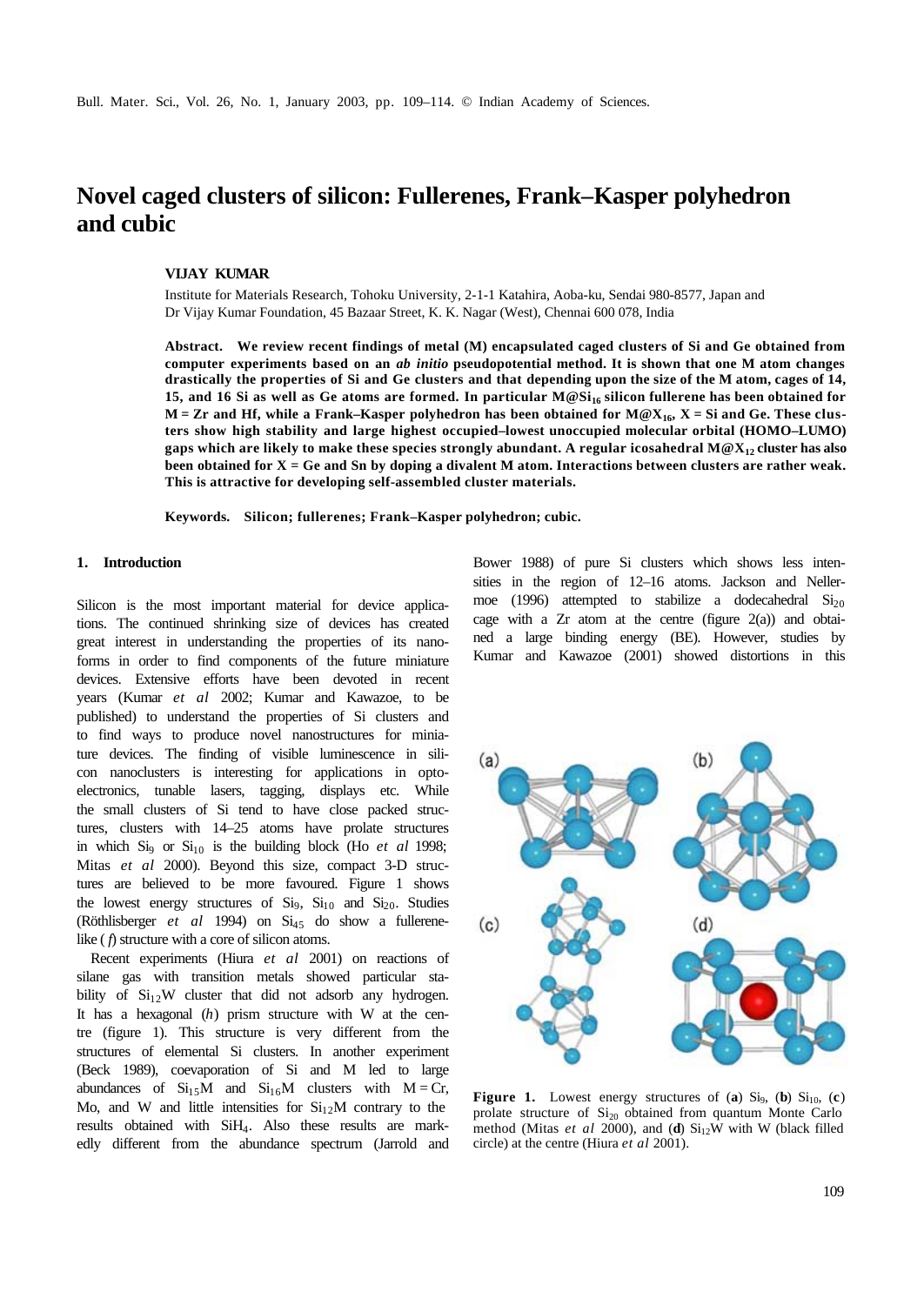# Novel caged clusters of silicon: Fullerenes, Frank–Kasper polyhedron and cubic

**VIJAY KUMAR**

Institute for Materials Research, Tohoku University, 2-1-1 Katahira, Aoba-ku, Sendai 980-8577, Japan and Dr Vijay Kumar Foundation, 45 Bazaar Street, K. K. Nagar (West), Chennai 600 078, India

**Abstract. We review recent findings of metal (M) encapsulated caged clusters of Si and Ge obtained from computer experiments based on an *ab initio* pseudopotential method. It is shown that one M atom changes drastically the properties of Si and Ge clusters and that depending upon the size of the M atom, cages of 14, 15, and 16 Si as well as Ge atoms are formed. In particular M@$Si_{16}$ silicon fullerene has been obtained for M = Zr and Hf, while a Frank–Kasper polyhedron has been obtained for M@$X_{16}$, X = Si and Ge. These clusters show high stability and large highest occupied–lowest unoccupied molecular orbital (HOMO–LUMO) gaps which are likely to make these species strongly abundant. A regular icosahedral M@$X_{12}$ cluster has also been obtained for X = Ge and Sn by doping a divalent M atom. Interactions between clusters are rather weak. This is attractive for developing self-assembled cluster materials.**

**Keywords. Silicon; fullerenes; Frank–Kasper polyhedron; cubic.**

## 1. Introduction

Silicon is the most important material for device applications. The continued shrinking size of devices has created great interest in understanding the properties of its nanoforms in order to find components of the future miniature devices. Extensive efforts have been devoted in recent years (Kumar *et al* 2002; Kumar and Kawazoe, to be published) to understand the properties of Si clusters and to find ways to produce novel nanostructures for miniature devices. The finding of visible luminescence in silicon nanoclusters is interesting for applications in optoelectronics, tunable lasers, tagging, displays etc. While the small clusters of Si tend to have close packed structures, clusters with 14–25 atoms have prolate structures in which $Si_9$ or $Si_{10}$ is the building block (Ho *et al* 1998; Mitas *et al* 2000). Beyond this size, compact 3-D structures are believed to be more favoured. Figure 1 shows the lowest energy structures of $Si_9$, $Si_{10}$ and $Si_{20}$. Studies (Röthlisberger *et al* 1994) on $Si_{45}$ do show a fullerene-like (*f*) structure with a core of silicon atoms.

Recent experiments (Hiura *et al* 2001) on reactions of silane gas with transition metals showed particular stability of $Si_{12}W$ cluster that did not adsorb any hydrogen. It has a hexagonal (*h*) prism structure with W at the centre (figure 1). This structure is very different from the structures of elemental Si clusters. In another experiment (Beck 1989), coevaporation of Si and M led to large abundances of $Si_{15}M$ and $Si_{16}M$ clusters with M = Cr, Mo, and W and little intensities for $Si_{12}M$ contrary to the results obtained with $SiH_4$. Also these results are markedly different from the abundance spectrum (Jarrold and Bower 1988) of pure Si clusters which shows less intensities in the region of 12–16 atoms. Jackson and Nellermoe (1996) attempted to stabilize a dodecahedral $Si_{20}$ cage with a Zr atom at the centre (figure 2(a)) and obtained a large binding energy (BE). However, studies by Kumar and Kawazoe (2001) showed distortions in this

**Figure 1.** Lowest energy structures of (**a**) $Si_9$, (**b**) $Si_{10}$, (**c**) prolate structure of $Si_{20}$ obtained from quantum Monte Carlo method (Mitas *et al* 2000), and (**d**) $Si_{12}W$ with W (black filled circle) at the centre (Hiura *et al* 2001).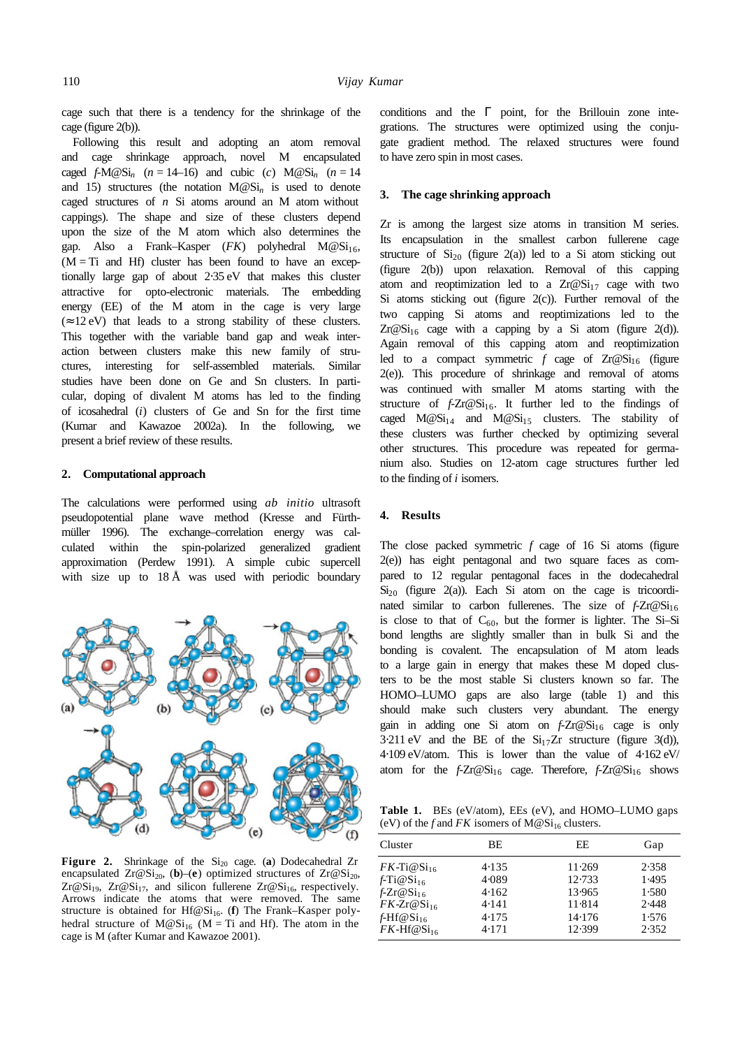cage such that there is a tendency for the shrinkage of the cage (figure 2(b)).

Following this result and adopting an atom removal and cage shrinkage approach, novel M encapsulated caged *f*-M@$Si_n$ ($n = 14$–16) and cubic (*c*) M@$Si_n$ ($n = 14$ and 15) structures (the notation M@$Si_n$ is used to denote caged structures of *n* Si atoms around an M atom without cappings). The shape and size of these clusters depend upon the size of the M atom which also determines the gap. Also a Frank–Kasper (*FK*) polyhedral M@$Si_{16}$, (M = Ti and Hf) cluster has been found to have an exceptionally large gap of about 2·35 eV that makes this cluster attractive for opto-electronic materials. The embedding energy (EE) of the M atom in the cage is very large (≈ 12 eV) that leads to a strong stability of these clusters. This together with the variable band gap and weak interaction between clusters make this new family of structures, interesting for self-assembled materials. Similar studies have been done on Ge and Sn clusters. In particular, doping of divalent M atoms has led to the finding of icosahedral (*i*) clusters of Ge and Sn for the first time (Kumar and Kawazoe 2002a). In the following, we present a brief review of these results.

## 2. Computational approach

The calculations were performed using *ab initio* ultrasoft pseudopotential plane wave method (Kresse and Furthmüller 1996). The exchange–correlation energy was calculated within the spin-polarized generalized gradient approximation (Perdew 1991). A simple cubic supercell with size up to 18 Å was used with periodic boundary conditions and the Γ point, for the Brillouin zone integrations. The structures were optimized using the conjugate gradient method. The relaxed structures were found to have zero spin in most cases.

**Figure 2.** Shrinkage of the $Si_{20}$ cage. (**a**) Dodecahedral Zr encapsulated Zr@$Si_{20}$, (**b**)–(**e**) optimized structures of Zr@$Si_{20}$, Zr@$Si_{19}$, Zr@$Si_{17}$, and silicon fullerene Zr@$Si_{16}$, respectively. Arrows indicate the atoms that were removed. The same structure is obtained for Hf@$Si_{16}$. (**f**) The Frank–Kasper polyhedral structure of M@$Si_{16}$ (M = Ti and Hf). The atom in the cage is M (after Kumar and Kawazoe 2001).

## 3. The cage shrinking approach

Zr is among the largest size atoms in transition M series. Its encapsulation in the smallest carbon fullerene cage structure of $Si_{20}$ (figure 2(a)) led to a Si atom sticking out (figure 2(b)) upon relaxation. Removal of this capping atom and reoptimization led to a Zr@$Si_{17}$ cage with two Si atoms sticking out (figure 2(c)). Further removal of the two capping Si atoms and reoptimizations led to the Zr@$Si_{16}$ cage with a capping by a Si atom (figure 2(d)). Again removal of this capping atom and reoptimization led to a compact symmetric *f* cage of Zr@$Si_{16}$ (figure 2(e)). This procedure of shrinkage and removal of atoms was continued with smaller M atoms starting with the structure of *f*-Zr@$Si_{16}$. It further led to the findings of caged M@$Si_{14}$ and M@$Si_{15}$ clusters. The stability of these clusters was further checked by optimizing several other structures. This procedure was repeated for germanium also. Studies on 12-atom cage structures further led to the finding of *i* isomers.

## 4. Results

The close packed symmetric *f* cage of 16 Si atoms (figure 2(e)) has eight pentagonal and two square faces as compared to 12 regular pentagonal faces in the dodecahedral $Si_{20}$ (figure 2(a)). Each Si atom on the cage is tricoordinated similar to carbon fullerenes. The size of *f*-Zr@$Si_{16}$ is close to that of $C_{60}$, but the former is lighter. The Si–Si bond lengths are slightly smaller than in bulk Si and the bonding is covalent. The encapsulation of M atom leads to a large gain in energy that makes these M doped clusters to be the most stable Si clusters known so far. The HOMO–LUMO gaps are also large (table 1) and this should make such clusters very abundant. The energy gain in adding one Si atom on *f*-Zr@$Si_{16}$ cage is only 3·211 eV and the BE of the $Si_{17}$Zr structure (figure 3(d)), 4·109 eV/atom. This is lower than the value of 4·162 eV/atom for the *f*-Zr@$Si_{16}$ cage. Therefore, *f*-Zr@$Si_{16}$ shows

**Table 1.** BEs (eV/atom), EEs (eV), and HOMO–LUMO gaps (eV) of the *f* and *FK* isomers of M@$Si_{16}$ clusters.

| Cluster | BE | EE | Gap |
|---|---|---|---|
| *FK*-Ti@$Si_{16}$ | 4·135 | 11·269 | 2·358 |
| *f*-Ti@$Si_{16}$ | 4·089 | 12·733 | 1·495 |
| *f*-Zr@$Si_{16}$ | 4·162 | 13·965 | 1·580 |
| *FK*-Zr@$Si_{16}$ | 4·141 | 11·814 | 2·448 |
| *f*-Hf@$Si_{16}$ | 4·175 | 14·176 | 1·576 |
| *FK*-Hf@$Si_{16}$ | 4·171 | 12·399 | 2·352 |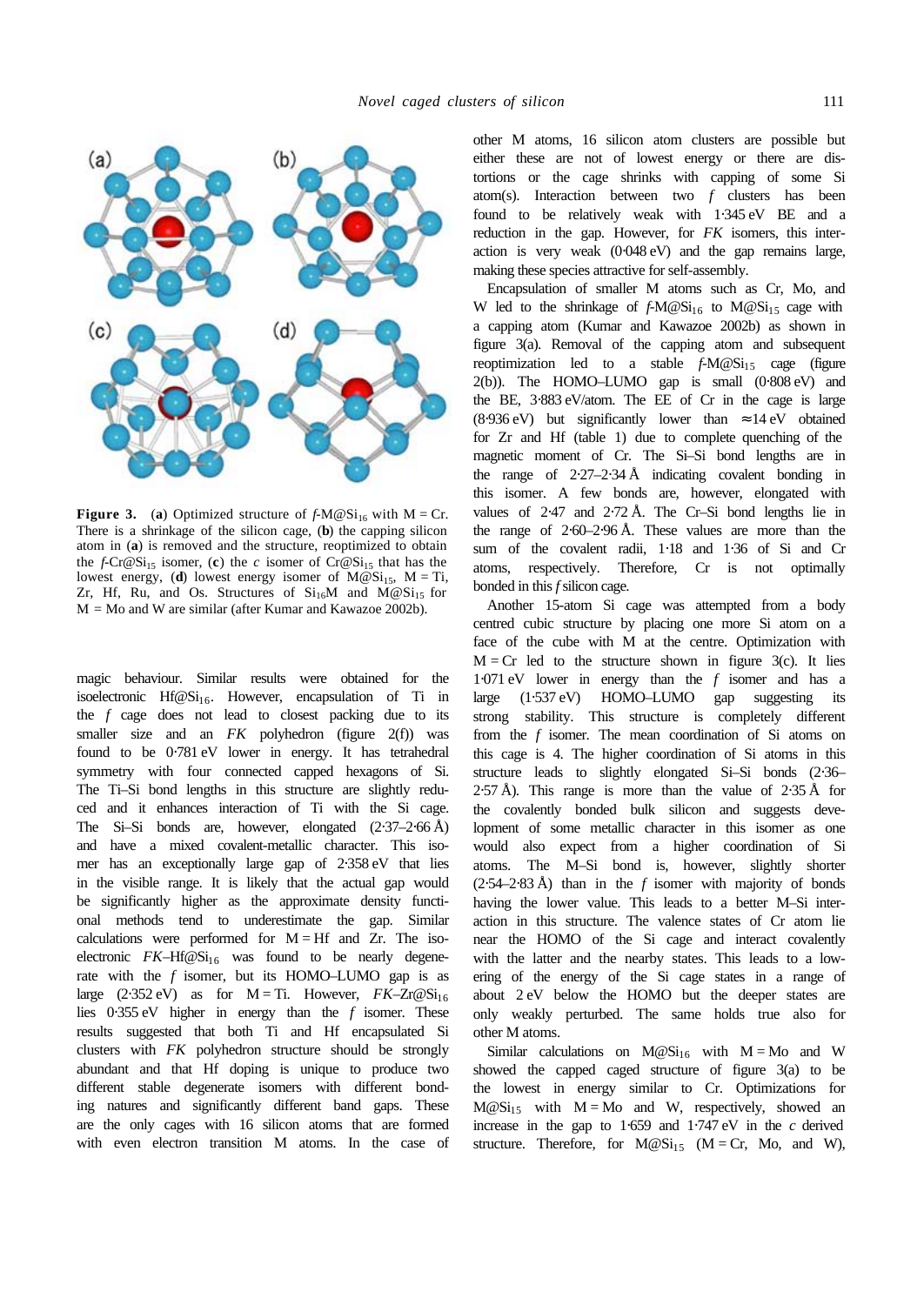**Figure 3.** (**a**) Optimized structure of $f$-M@$Si_{16}$ with M = Cr. There is a shrinkage of the silicon cage, (**b**) the capping silicon atom in (**a**) is removed and the structure, reoptimized to obtain the $f$-Cr@$Si_{15}$ isomer, (**c**) the *c* isomer of Cr@$Si_{15}$ that has the lowest energy, (**d**) lowest energy isomer of M@$Si_{15}$, M = Ti, Zr, Hf, Ru, and Os. Structures of $Si_{16}$M and M@$Si_{15}$ for M = Mo and W are similar (after Kumar and Kawazoe 2002b).

magic behaviour. Similar results were obtained for the isoelectronic Hf@$Si_{16}$. However, encapsulation of Ti in the *f* cage does not lead to closest packing due to its smaller size and an *FK* polyhedron (figure 2(f)) was found to be 0·781 eV lower in energy. It has tetrahedral symmetry with four connected capped hexagons of Si. The Ti–Si bond lengths in this structure are slightly reduced and it enhances interaction of Ti with the Si cage. The Si–Si bonds are, however, elongated (2·37–2·66 Å) and have a mixed covalent-metallic character. This isomer has an exceptionally large gap of 2·358 eV that lies in the visible range. It is likely that the actual gap would be significantly higher as the approximate density functional methods tend to underestimate the gap. Similar calculations were performed for M = Hf and Zr. The isoelectronic *FK*–Hf@$Si_{16}$ was found to be nearly degenerate with the *f* isomer, but its HOMO–LUMO gap is as large (2·352 eV) as for M = Ti. However, *FK*–Zr@$Si_{16}$ lies 0·355 eV higher in energy than the *f* isomer. These results suggested that both Ti and Hf encapsulated Si clusters with *FK* polyhedron structure should be strongly abundant and that Hf doping is unique to produce two different stable degenerate isomers with different bonding natures and significantly different band gaps. These are the only cages with 16 silicon atoms that are formed with even electron transition M atoms. In the case of other M atoms, 16 silicon atom clusters are possible but either these are not of lowest energy or there are distortions or the cage shrinks with capping of some Si atom(s). Interaction between two *f* clusters has been found to be relatively weak with 1·345 eV BE and a reduction in the gap. However, for *FK* isomers, this interaction is very weak (0·048 eV) and the gap remains large, making these species attractive for self-assembly.

Encapsulation of smaller M atoms such as Cr, Mo, and W led to the shrinkage of $f$-M@$Si_{16}$ to M@$Si_{15}$ cage with a capping atom (Kumar and Kawazoe 2002b) as shown in figure 3(a). Removal of the capping atom and subsequent reoptimization led to a stable $f$-M@$Si_{15}$ cage (figure 2(b)). The HOMO–LUMO gap is small (0·808 eV) and the BE, 3·883 eV/atom. The EE of Cr in the cage is large (8·936 eV) but significantly lower than ≈ 14 eV obtained for Zr and Hf (table 1) due to complete quenching of the magnetic moment of Cr. The Si–Si bond lengths are in the range of 2·27–2·34 Å indicating covalent bonding in this isomer. A few bonds are, however, elongated with values of 2·47 and 2·72 Å. The Cr–Si bond lengths lie in the range of 2·60–2·96 Å. These values are more than the sum of the covalent radii, 1·18 and 1·36 of Si and Cr atoms, respectively. Therefore, Cr is not optimally bonded in this *f* silicon cage.

Another 15-atom Si cage was attempted from a body centred cubic structure by placing one more Si atom on a face of the cube with M at the centre. Optimization with M = Cr led to the structure shown in figure 3(c). It lies 1·071 eV lower in energy than the *f* isomer and has a large (1·537 eV) HOMO–LUMO gap suggesting its strong stability. This structure is completely different from the *f* isomer. The mean coordination of Si atoms on this cage is 4. The higher coordination of Si atoms in this structure leads to slightly elongated Si–Si bonds (2·36–2·57 Å). This range is more than the value of 2·35 Å for the covalently bonded bulk silicon and suggests development of some metallic character in this isomer as one would also expect from a higher coordination of Si atoms. The M–Si bond is, however, slightly shorter (2·54–2·83 Å) than in the *f* isomer with majority of bonds having the lower value. This leads to a better M–Si interaction in this structure. The valence states of Cr atom lie near the HOMO of the Si cage and interact covalently with the latter and the nearby states. This leads to a lowering of the energy of the Si cage states in a range of about 2 eV below the HOMO but the deeper states are only weakly perturbed. The same holds true also for other M atoms.

Similar calculations on M@$Si_{16}$ with M = Mo and W showed the capped caged structure of figure 3(a) to be the lowest in energy similar to Cr. Optimizations for M@$Si_{15}$ with M = Mo and W, respectively, showed an increase in the gap to 1·659 and 1·747 eV in the *c* derived structure. Therefore, for M@$Si_{15}$ (M = Cr, Mo, and W),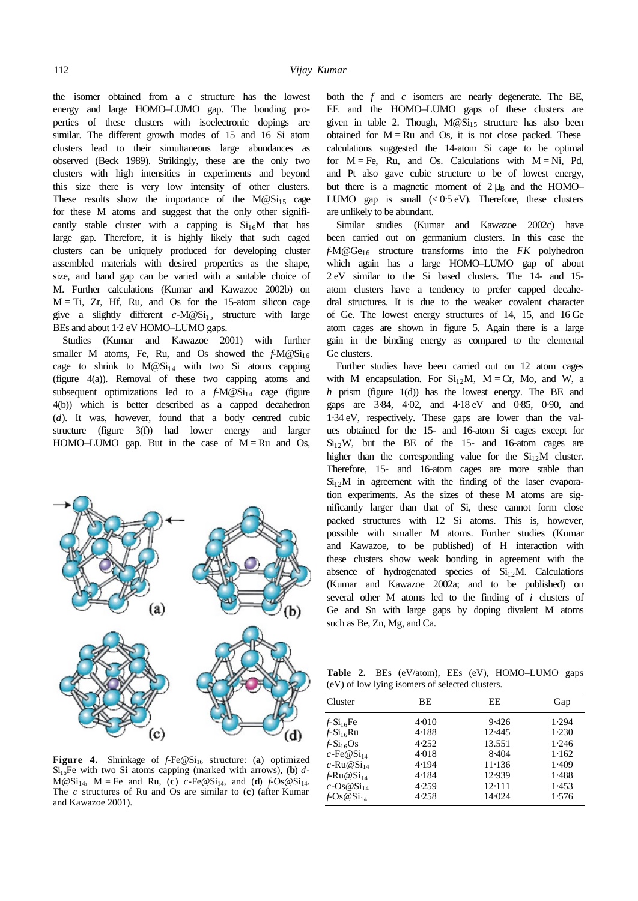the isomer obtained from a *c* structure has the lowest energy and large HOMO–LUMO gap. The bonding properties of these clusters with isoelectronic dopings are similar. The different growth modes of 15 and 16 Si atom clusters lead to their simultaneous large abundances as observed (Beck 1989). Strikingly, these are the only two clusters with high intensities in experiments and beyond this size there is very low intensity of other clusters. These results show the importance of the $M@Si_{15}$ cage for these M atoms and suggest that the only other significantly stable cluster with a capping is $Si_{16}M$ that has large gap. Therefore, it is highly likely that such caged clusters can be uniquely produced for developing cluster assembled materials with desired properties as the shape, size, and band gap can be varied with a suitable choice of M. Further calculations (Kumar and Kawazoe 2002b) on M = Ti, Zr, Hf, Ru, and Os for the 15-atom silicon cage give a slightly different *c*-$M@Si_{15}$ structure with large BEs and about 1·2 eV HOMO–LUMO gaps.

Studies (Kumar and Kawazoe 2001) with further smaller M atoms, Fe, Ru, and Os showed the *f*-$M@Si_{16}$ cage to shrink to $M@Si_{14}$ with two Si atoms capping (figure 4(a)). Removal of these two capping atoms and subsequent optimizations led to a *f*-$M@Si_{14}$ cage (figure 4(b)) which is better described as a capped decahedron (*d*). It was, however, found that a body centred cubic structure (figure 3(f)) had lower energy and larger HOMO–LUMO gap. But in the case of M = Ru and Os, both the *f* and *c* isomers are nearly degenerate. The BE, EE and the HOMO–LUMO gaps of these clusters are given in table 2. Though, $M@Si_{15}$ structure has also been obtained for M = Ru and Os, it is not close packed. These calculations suggested the 14-atom Si cage to be optimal for M = Fe, Ru, and Os. Calculations with M = Ni, Pd, and Pt also gave cubic structure to be of lowest energy, but there is a magnetic moment of $2\,\mu_B$ and the HOMO–LUMO gap is small (< 0·5 eV). Therefore, these clusters are unlikely to be abundant.

Similar studies (Kumar and Kawazoe 2002c) have been carried out on germanium clusters. In this case the *f*-$M@Ge_{16}$ structure transforms into the *FK* polyhedron which again has a large HOMO–LUMO gap of about 2 eV similar to the Si based clusters. The 14- and 15-atom clusters have a tendency to prefer capped decahedral structures. It is due to the weaker covalent character of Ge. The lowest energy structures of 14, 15, and 16 Ge atom cages are shown in figure 5. Again there is a large gain in the binding energy as compared to the elemental Ge clusters.

Further studies have been carried out on 12 atom cages with M encapsulation. For $Si_{12}M$, M = Cr, Mo, and W, a *h* prism (figure 1(d)) has the lowest energy. The BE and gaps are 3·84, 4·02, and 4·18 eV and 0·85, 0·90, and 1·34 eV, respectively. These gaps are lower than the values obtained for the 15- and 16-atom Si cages except for $Si_{12}W$, but the BE of the 15- and 16-atom cages are higher than the corresponding value for the $Si_{12}M$ cluster. Therefore, 15- and 16-atom cages are more stable than $Si_{12}M$ in agreement with the finding of the laser evaporation experiments. As the sizes of these M atoms are significantly larger than that of Si, these cannot form close packed structures with 12 Si atoms. This is, however, possible with smaller M atoms. Further studies (Kumar and Kawazoe, to be published) of H interaction with these clusters show weak bonding in agreement with the absence of hydrogenated species of $Si_{12}M$. Calculations (Kumar and Kawazoe 2002a; and to be published) on several other M atoms led to the finding of *i* clusters of Ge and Sn with large gaps by doping divalent M atoms such as Be, Zn, Mg, and Ca.

**Figure 4.** Shrinkage of *f*-$Fe@Si_{16}$ structure: (**a**) optimized $Si_{16}Fe$ with two Si atoms capping (marked with arrows), (**b**) *d*-$M@Si_{14}$, M = Fe and Ru, (**c**) *c*-$Fe@Si_{14}$, and (**d**) *f*-$Os@Si_{14}$. The *c* structures of Ru and Os are similar to (**c**) (after Kumar and Kawazoe 2001).

**Table 2.** BEs (eV/atom), EEs (eV), HOMO–LUMO gaps (eV) of low lying isomers of selected clusters.

| Cluster | BE | EE | Gap |
|---|---|---|---|
| *f*-$Si_{16}Fe$ | 4·010 | 9·426 | 1·294 |
| *f*-$Si_{16}Ru$ | 4·188 | 12·445 | 1·230 |
| *f*-$Si_{16}Os$ | 4·252 | 13.551 | 1·246 |
| *c*-$Fe@Si_{14}$ | 4·018 | 8·404 | 1·162 |
| *c*-$Ru@Si_{14}$ | 4·194 | 11·136 | 1·409 |
| *f*-$Ru@Si_{14}$ | 4·184 | 12·939 | 1·488 |
| *c*-$Os@Si_{14}$ | 4·259 | 12·111 | 1·453 |
| *f*-$Os@Si_{14}$ | 4·258 | 14·024 | 1·576 |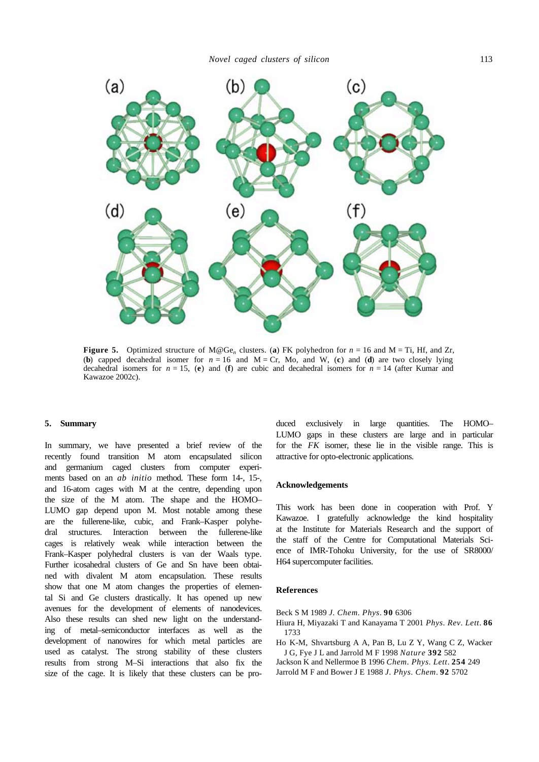**Figure 5.** Optimized structure of M@Ge$_n$ clusters. (**a**) FK polyhedron for $n = 16$ and M = Ti, Hf, and Zr, (**b**) capped decahedral isomer for $n = 16$ and M = Cr, Mo, and W, (**c**) and (**d**) are two closely lying decahedral isomers for $n = 15$, (**e**) and (**f**) are cubic and decahedral isomers for $n = 14$ (after Kumar and Kawazoe 2002c).

## 5. Summary

In summary, we have presented a brief review of the recently found transition M atom encapsulated silicon and germanium caged clusters from computer experiments based on an *ab initio* method. These form 14-, 15-, and 16-atom cages with M at the centre, depending upon the size of the M atom. The shape and the HOMO–LUMO gap depend upon M. Most notable among these are the fullerene-like, cubic, and Frank–Kasper polyhedral structures. Interaction between the fullerene-like cages is relatively weak while interaction between the Frank–Kasper polyhedral clusters is van der Waals type. Further icosahedral clusters of Ge and Sn have been obtained with divalent M atom encapsulation. These results show that one M atom changes the properties of elemental Si and Ge clusters drastically. It has opened up new avenues for the development of elements of nanodevices. Also these results can shed new light on the understanding of metal–semiconductor interfaces as well as the development of nanowires for which metal particles are used as catalyst. The strong stability of these clusters results from strong M–Si interactions that also fix the size of the cage. It is likely that these clusters can be produced exclusively in large quantities. The HOMO–LUMO gaps in these clusters are large and in particular for the *FK* isomer, these lie in the visible range. This is attractive for opto-electronic applications.

## Acknowledgements

This work has been done in cooperation with Prof. Y Kawazoe. I gratefully acknowledge the kind hospitality at the Institute for Materials Research and the support of the staff of the Centre for Computational Materials Science of IMR-Tohoku University, for the use of SR8000/H64 supercomputer facilities.

## References

Beck S M 1989 *J. Chem. Phys.* **90** 6306

Hiura H, Miyazaki T and Kanayama T 2001 *Phys. Rev. Lett.* **86** 1733

Ho K-M, Shvartsburg A A, Pan B, Lu Z Y, Wang C Z, Wacker J G, Fye J L and Jarrold M F 1998 *Nature* **392** 582

Jackson K and Nellermoe B 1996 *Chem. Phys. Lett.* **254** 249

Jarrold M F and Bower J E 1988 *J. Phys. Chem.* **92** 5702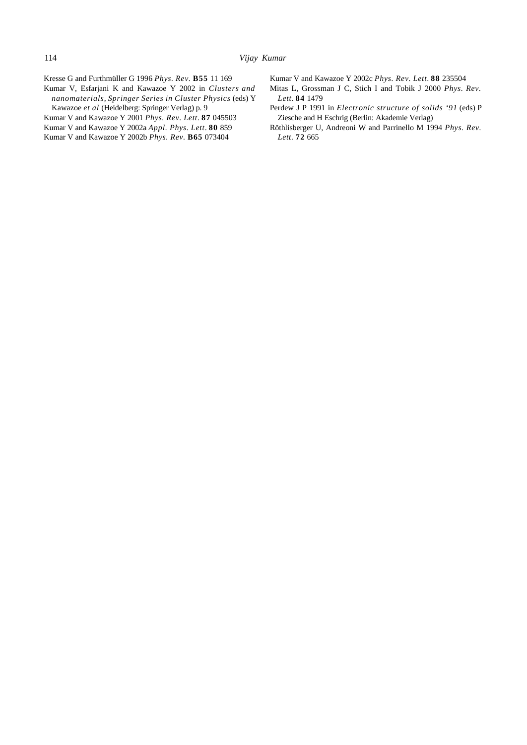Kresse G and Furthmüller G 1996 *Phys. Rev.* **B55** 11 169

Kumar V, Esfarjani K and Kawazoe Y 2002 in *Clusters and nanomaterials, Springer Series in Cluster Physics* (eds) Y Kawazoe *et al* (Heidelberg: Springer Verlag) p. 9

Kumar V and Kawazoe Y 2001 *Phys. Rev. Lett.* **87** 045503

Kumar V and Kawazoe Y 2002a *Appl. Phys. Lett.* **80** 859

Kumar V and Kawazoe Y 2002b *Phys. Rev.* **B65** 073404

Kumar V and Kawazoe Y 2002c *Phys. Rev. Lett.* **88** 235504

Mitas L, Grossman J C, Stich I and Tobik J 2000 *Phys. Rev. Lett.* **84** 1479

Perdew J P 1991 in *Electronic structure of solids '91* (eds) P Ziesche and H Eschrig (Berlin: Akademie Verlag)

Röthlisberger U, Andreoni W and Parrinello M 1994 *Phys. Rev. Lett.* **72** 665